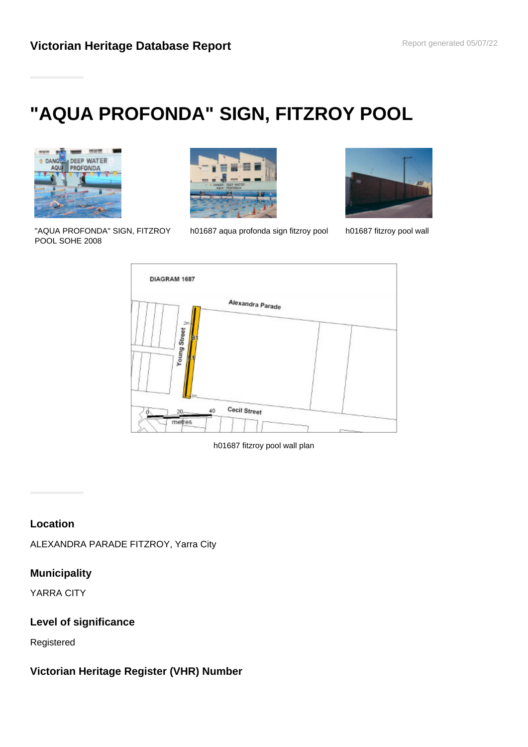## Victorian Heritage Database Report

# "AQUA PROFONDA" SIGN, FITZROY POOL

"AQUA PROFONDA" SIGN, FITZROY POOL SOHE 2008

h01687 aqua profonda sign fitzroy pool

h01687 fitzroy pool wall

h01687 fitzroy pool wall plan

### Location

ALEXANDRA PARADE FITZROY, Yarra City

### Municipality

YARRA CITY

### Level of significance

Registered

### Victorian Heritage Register (VHR) Number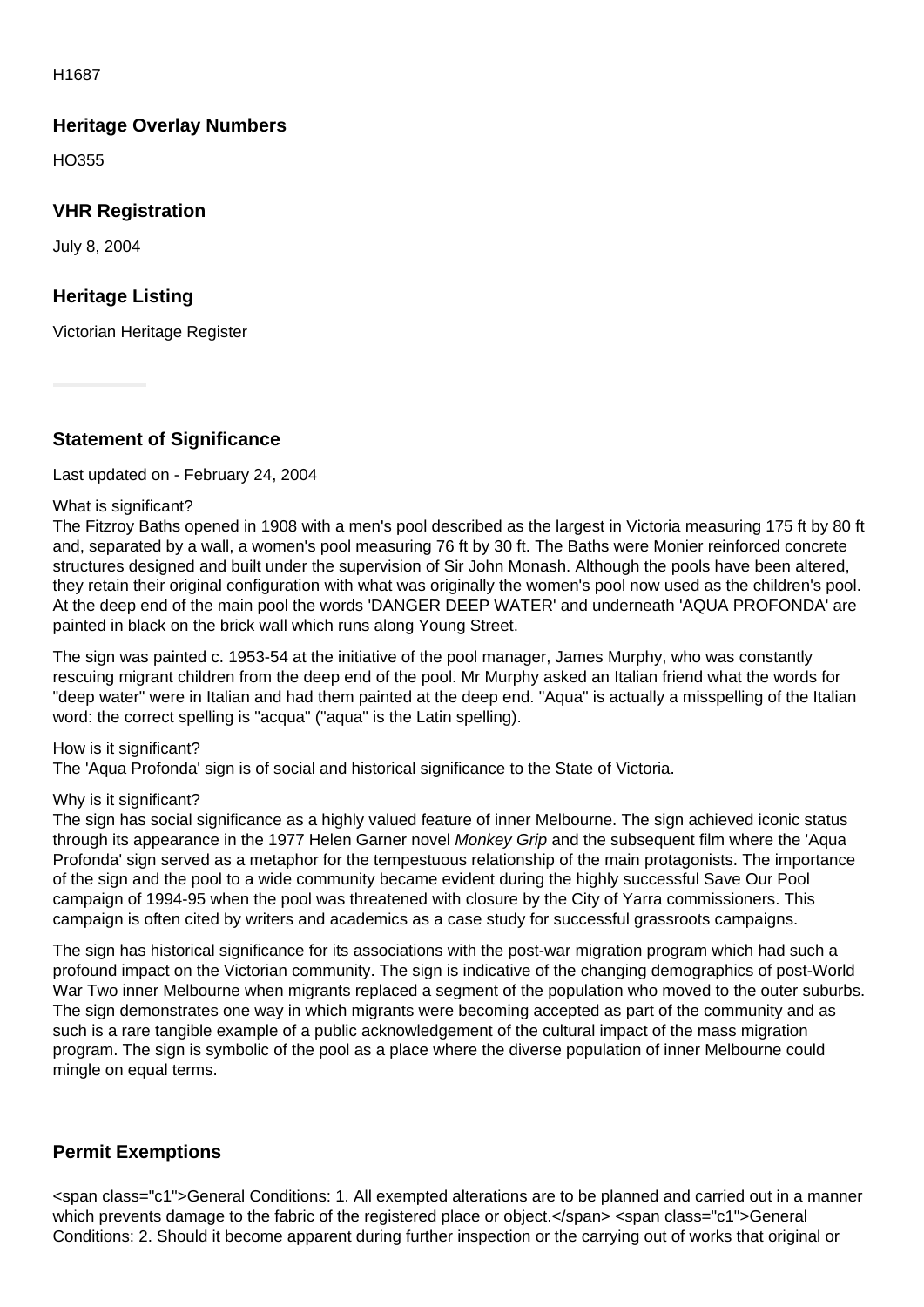H1687

## Heritage Overlay Numbers

HO355

## VHR Registration

July 8, 2004

## Heritage Listing

Victorian Heritage Register

## Statement of Significance

Last updated on - February 24, 2004

What is significant?
The Fitzroy Baths opened in 1908 with a men's pool described as the largest in Victoria measuring 175 ft by 80 ft and, separated by a wall, a women's pool measuring 76 ft by 30 ft. The Baths were Monier reinforced concrete structures designed and built under the supervision of Sir John Monash. Although the pools have been altered, they retain their original configuration with what was originally the women's pool now used as the children's pool. At the deep end of the main pool the words 'DANGER DEEP WATER' and underneath 'AQUA PROFONDA' are painted in black on the brick wall which runs along Young Street.

The sign was painted c. 1953-54 at the initiative of the pool manager, James Murphy, who was constantly rescuing migrant children from the deep end of the pool. Mr Murphy asked an Italian friend what the words for "deep water" were in Italian and had them painted at the deep end. "Aqua" is actually a misspelling of the Italian word: the correct spelling is "acqua" ("aqua" is the Latin spelling).

How is it significant?
The 'Aqua Profonda' sign is of social and historical significance to the State of Victoria.

Why is it significant?
The sign has social significance as a highly valued feature of inner Melbourne. The sign achieved iconic status through its appearance in the 1977 Helen Garner novel *Monkey Grip* and the subsequent film where the 'Aqua Profonda' sign served as a metaphor for the tempestuous relationship of the main protagonists. The importance of the sign and the pool to a wide community became evident during the highly successful Save Our Pool campaign of 1994-95 when the pool was threatened with closure by the City of Yarra commissioners. This campaign is often cited by writers and academics as a case study for successful grassroots campaigns.

The sign has historical significance for its associations with the post-war migration program which had such a profound impact on the Victorian community. The sign is indicative of the changing demographics of post-World War Two inner Melbourne when migrants replaced a segment of the population who moved to the outer suburbs. The sign demonstrates one way in which migrants were becoming accepted as part of the community and as such is a rare tangible example of a public acknowledgement of the cultural impact of the mass migration program. The sign is symbolic of the pool as a place where the diverse population of inner Melbourne could mingle on equal terms.

## Permit Exemptions

<span class="c1">General Conditions: 1. All exempted alterations are to be planned and carried out in a manner which prevents damage to the fabric of the registered place or object.</span> <span class="c1">General Conditions: 2. Should it become apparent during further inspection or the carrying out of works that original or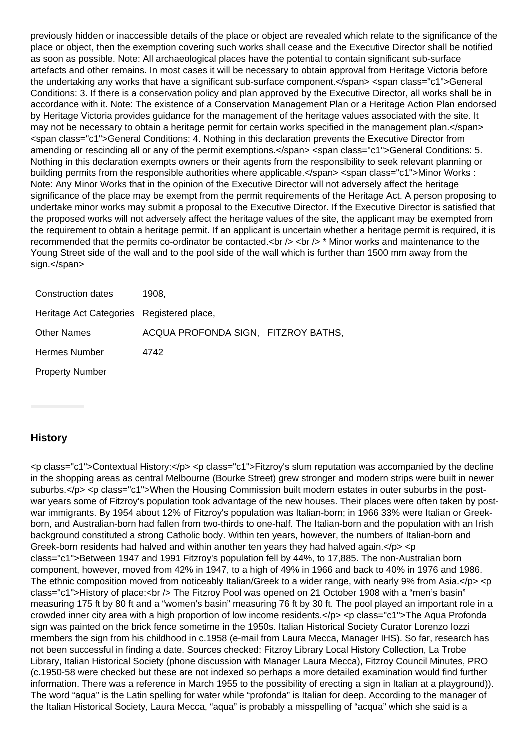previously hidden or inaccessible details of the place or object are revealed which relate to the significance of the place or object, then the exemption covering such works shall cease and the Executive Director shall be notified as soon as possible. Note: All archaeological places have the potential to contain significant sub-surface artefacts and other remains. In most cases it will be necessary to obtain approval from Heritage Victoria before the undertaking any works that have a significant sub-surface component.</span> <span class="c1">General Conditions: 3. If there is a conservation policy and plan approved by the Executive Director, all works shall be in accordance with it. Note: The existence of a Conservation Management Plan or a Heritage Action Plan endorsed by Heritage Victoria provides guidance for the management of the heritage values associated with the site. It may not be necessary to obtain a heritage permit for certain works specified in the management plan.</span> <span class="c1">General Conditions: 4. Nothing in this declaration prevents the Executive Director from amending or rescinding all or any of the permit exemptions.</span> <span class="c1">General Conditions: 5. Nothing in this declaration exempts owners or their agents from the responsibility to seek relevant planning or building permits from the responsible authorities where applicable.</span> <span class="c1">Minor Works : Note: Any Minor Works that in the opinion of the Executive Director will not adversely affect the heritage significance of the place may be exempt from the permit requirements of the Heritage Act. A person proposing to undertake minor works may submit a proposal to the Executive Director. If the Executive Director is satisfied that the proposed works will not adversely affect the heritage values of the site, the applicant may be exempted from the requirement to obtain a heritage permit. If an applicant is uncertain whether a heritage permit is required, it is recommended that the permits co-ordinator be contacted.<br /> <br /> * Minor works and maintenance to the Young Street side of the wall and to the pool side of the wall which is further than 1500 mm away from the sign.</span>

| | | |
|---|---|---|
| Construction dates | 1908, | |
| Heritage Act Categories | Registered place, | |
| Other Names | ACQUA PROFONDA SIGN, | FITZROY BATHS, |
| Hermes Number | 4742 | |
| Property Number | | |

## History

<p class="c1">Contextual History:</p> <p class="c1">Fitzroy's slum reputation was accompanied by the decline in the shopping areas as central Melbourne (Bourke Street) grew stronger and modern strips were built in newer suburbs.</p> <p class="c1">When the Housing Commission built modern estates in outer suburbs in the post-war years some of Fitzroy's population took advantage of the new houses. Their places were often taken by post-war immigrants. By 1954 about 12% of Fitzroy's population was Italian-born; in 1966 33% were Italian or Greek-born, and Australian-born had fallen from two-thirds to one-half. The Italian-born and the population with an Irish background constituted a strong Catholic body. Within ten years, however, the numbers of Italian-born and Greek-born residents had halved and within another ten years they had halved again.</p> <p class="c1">Between 1947 and 1991 Fitzroy's population fell by 44%, to 17,885. The non-Australian born component, however, moved from 42% in 1947, to a high of 49% in 1966 and back to 40% in 1976 and 1986. The ethnic composition moved from noticeably Italian/Greek to a wider range, with nearly 9% from Asia.</p> <p class="c1">History of place:<br /> The Fitzroy Pool was opened on 21 October 1908 with a "men's basin" measuring 175 ft by 80 ft and a "women's basin" measuring 76 ft by 30 ft. The pool played an important role in a crowded inner city area with a high proportion of low income residents.</p> <p class="c1">The Aqua Profonda sign was painted on the brick fence sometime in the 1950s. Italian Historical Society Curator Lorenzo Iozzi rmembers the sign from his childhood in c.1958 (e-mail from Laura Mecca, Manager IHS). So far, research has not been successful in finding a date. Sources checked: Fitzroy Library Local History Collection, La Trobe Library, Italian Historical Society (phone discussion with Manager Laura Mecca), Fitzroy Council Minutes, PRO (c.1950-58 were checked but these are not indexed so perhaps a more detailed examination would find further information. There was a reference in March 1955 to the possibility of erecting a sign in Italian at a playground)). The word "aqua" is the Latin spelling for water while "profonda" is Italian for deep. According to the manager of the Italian Historical Society, Laura Mecca, "aqua" is probably a misspelling of "acqua" which she said is a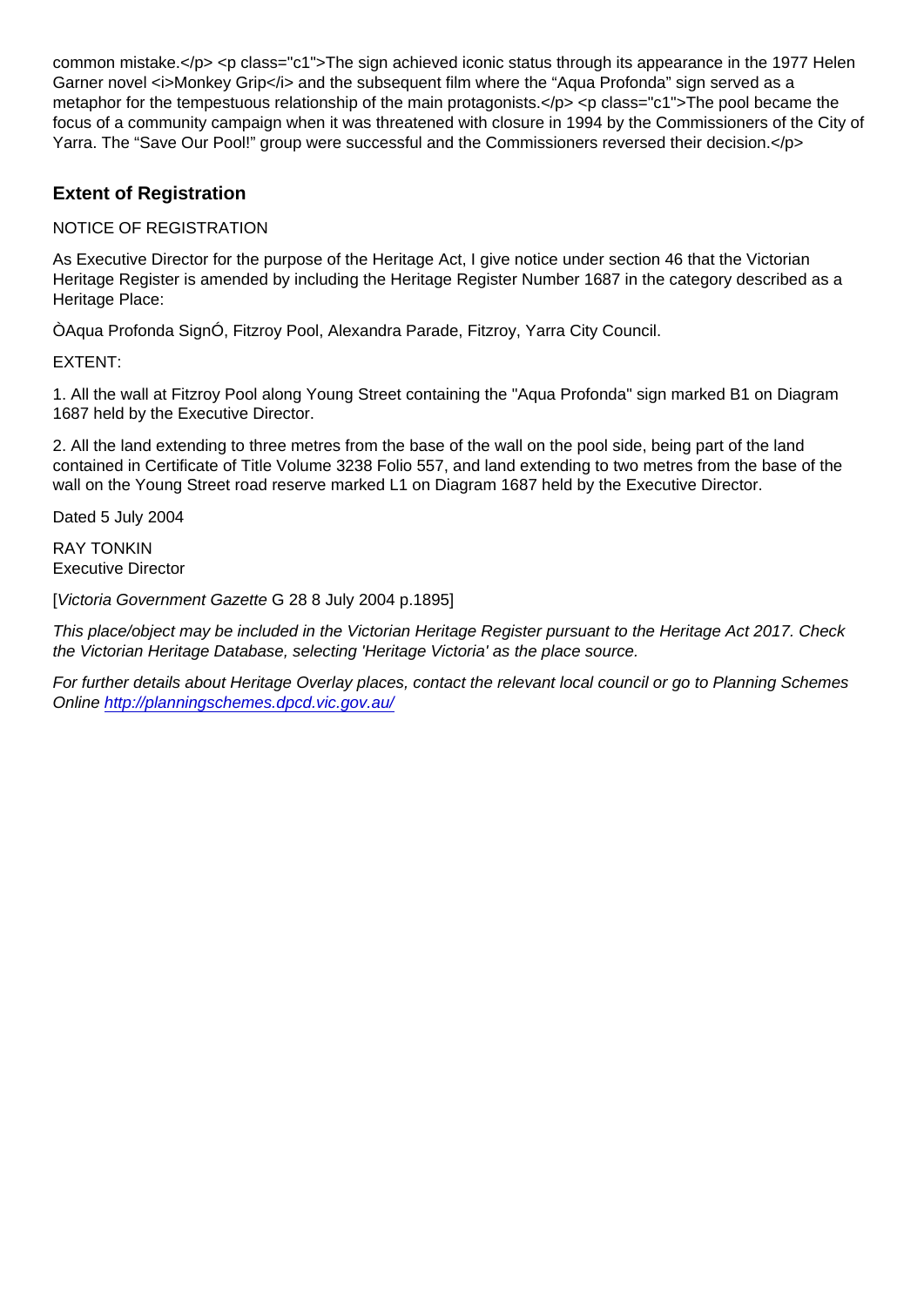common mistake.</p> <p class="c1">The sign achieved iconic status through its appearance in the 1977 Helen Garner novel <i>Monkey Grip</i> and the subsequent film where the “Aqua Profonda” sign served as a metaphor for the tempestuous relationship of the main protagonists.</p> <p class="c1">The pool became the focus of a community campaign when it was threatened with closure in 1994 by the Commissioners of the City of Yarra. The “Save Our Pool!” group were successful and the Commissioners reversed their decision.</p>

## Extent of Registration

NOTICE OF REGISTRATION

As Executive Director for the purpose of the Heritage Act, I give notice under section 46 that the Victorian Heritage Register is amended by including the Heritage Register Number 1687 in the category described as a Heritage Place:

ÒAqua Profonda SignÓ, Fitzroy Pool, Alexandra Parade, Fitzroy, Yarra City Council.

EXTENT:

1. All the wall at Fitzroy Pool along Young Street containing the "Aqua Profonda" sign marked B1 on Diagram 1687 held by the Executive Director.

2. All the land extending to three metres from the base of the wall on the pool side, being part of the land contained in Certificate of Title Volume 3238 Folio 557, and land extending to two metres from the base of the wall on the Young Street road reserve marked L1 on Diagram 1687 held by the Executive Director.

Dated 5 July 2004

RAY TONKIN
Executive Director

[*Victoria Government Gazette* G 28 8 July 2004 p.1895]

*This place/object may be included in the Victorian Heritage Register pursuant to the Heritage Act 2017. Check the Victorian Heritage Database, selecting 'Heritage Victoria' as the place source.*

*For further details about Heritage Overlay places, contact the relevant local council or go to Planning Schemes Online [http://planningschemes.dpcd.vic.gov.au/](http://planningschemes.dpcd.vic.gov.au/)*